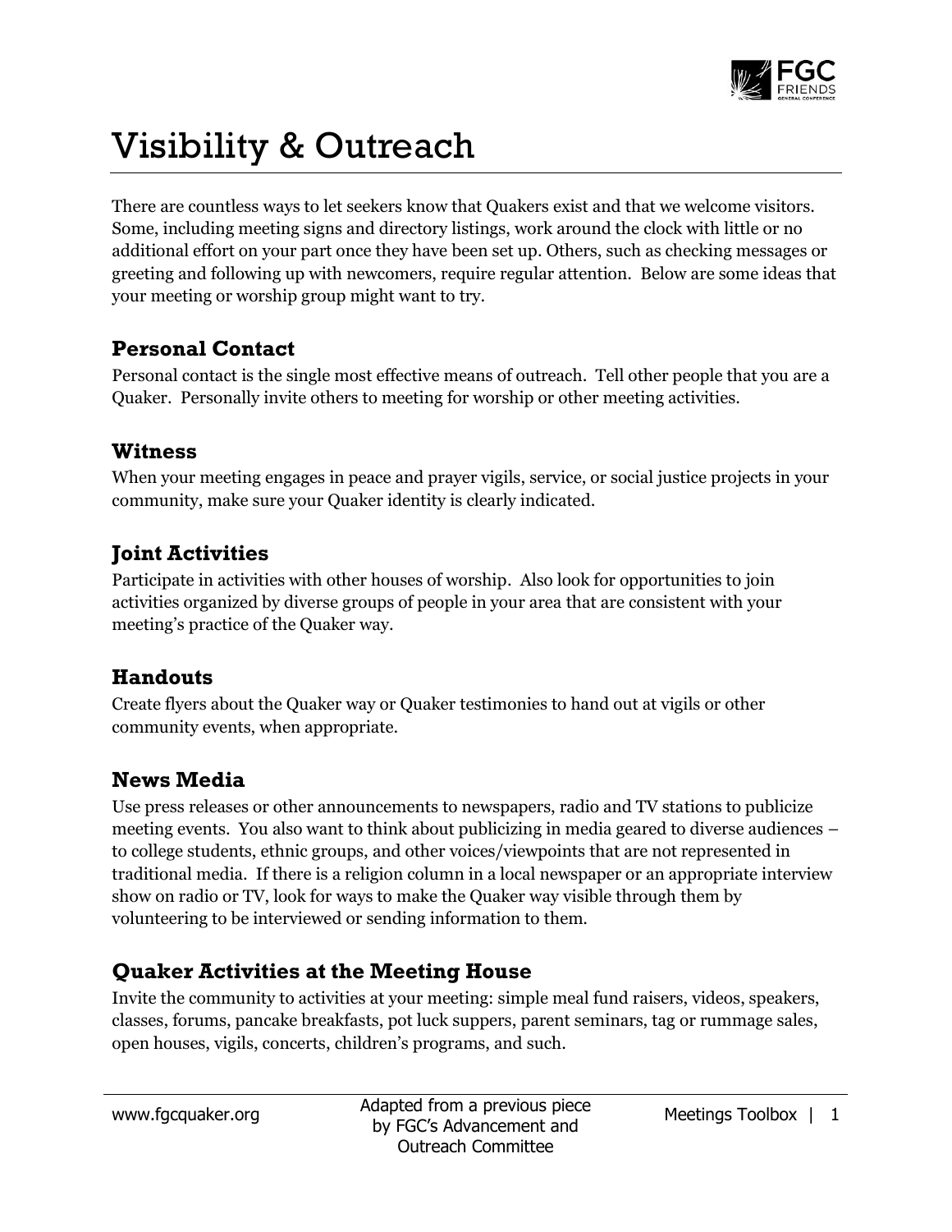# Visibility & Outreach

There are countless ways to let seekers know that Quakers exist and that we welcome visitors. Some, including meeting signs and directory listings, work around the clock with little or no additional effort on your part once they have been set up. Others, such as checking messages or greeting and following up with newcomers, require regular attention. Below are some ideas that your meeting or worship group might want to try.

## Personal Contact

Personal contact is the single most effective means of outreach. Tell other people that you are a Quaker. Personally invite others to meeting for worship or other meeting activities.

## Witness

When your meeting engages in peace and prayer vigils, service, or social justice projects in your community, make sure your Quaker identity is clearly indicated.

## Joint Activities

Participate in activities with other houses of worship. Also look for opportunities to join activities organized by diverse groups of people in your area that are consistent with your meeting's practice of the Quaker way.

## Handouts

Create flyers about the Quaker way or Quaker testimonies to hand out at vigils or other community events, when appropriate.

## News Media

Use press releases or other announcements to newspapers, radio and TV stations to publicize meeting events. You also want to think about publicizing in media geared to diverse audiences – to college students, ethnic groups, and other voices/viewpoints that are not represented in traditional media. If there is a religion column in a local newspaper or an appropriate interview show on radio or TV, look for ways to make the Quaker way visible through them by volunteering to be interviewed or sending information to them.

## Quaker Activities at the Meeting House

Invite the community to activities at your meeting: simple meal fund raisers, videos, speakers, classes, forums, pancake breakfasts, pot luck suppers, parent seminars, tag or rummage sales, open houses, vigils, concerts, children's programs, and such.

Adapted from a previous piece by FGC's Advancement and Outreach Committee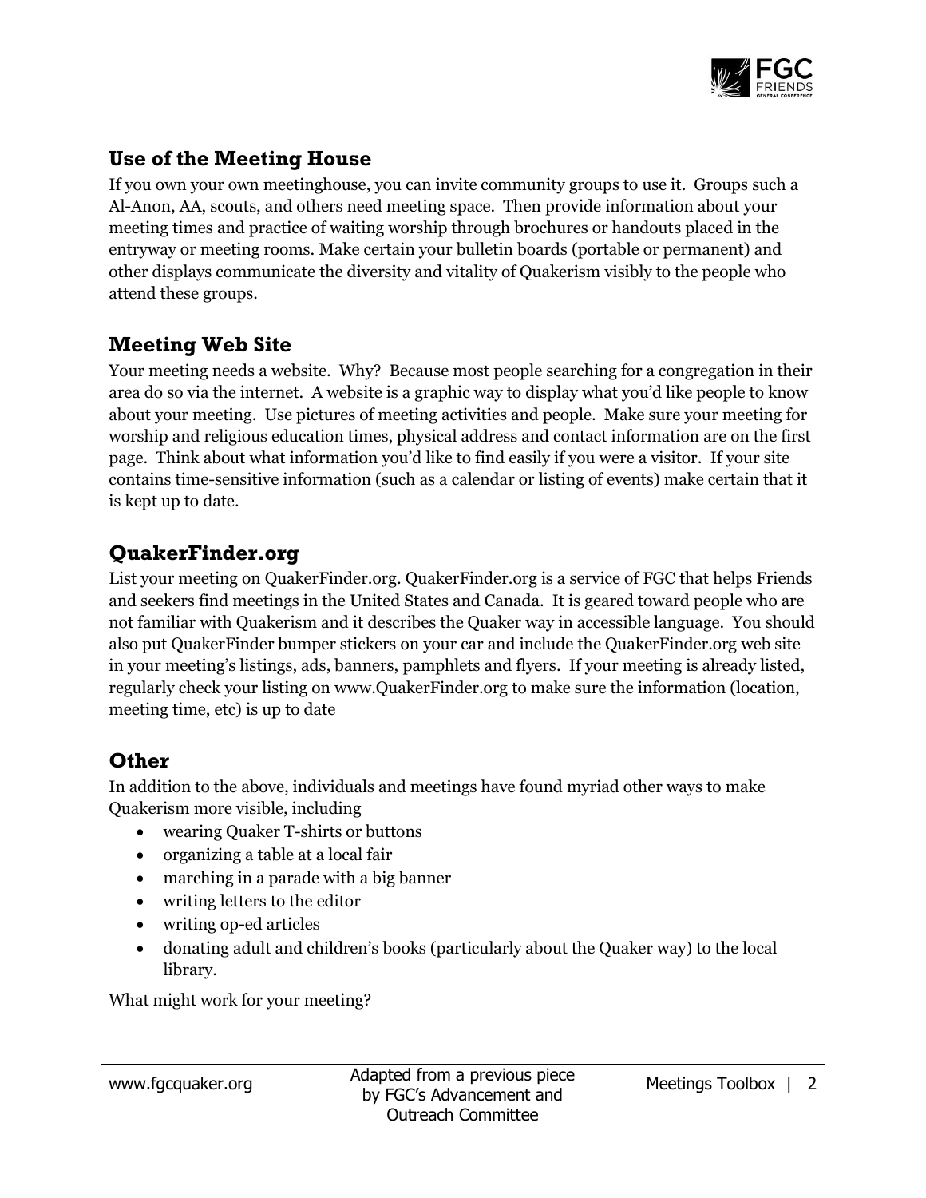## Use of the Meeting House

If you own your own meetinghouse, you can invite community groups to use it. Groups such a Al-Anon, AA, scouts, and others need meeting space. Then provide information about your meeting times and practice of waiting worship through brochures or handouts placed in the entryway or meeting rooms. Make certain your bulletin boards (portable or permanent) and other displays communicate the diversity and vitality of Quakerism visibly to the people who attend these groups.

## Meeting Web Site

Your meeting needs a website. Why? Because most people searching for a congregation in their area do so via the internet. A website is a graphic way to display what you'd like people to know about your meeting. Use pictures of meeting activities and people. Make sure your meeting for worship and religious education times, physical address and contact information are on the first page. Think about what information you'd like to find easily if you were a visitor. If your site contains time-sensitive information (such as a calendar or listing of events) make certain that it is kept up to date.

## QuakerFinder.org

List your meeting on QuakerFinder.org. QuakerFinder.org is a service of FGC that helps Friends and seekers find meetings in the United States and Canada. It is geared toward people who are not familiar with Quakerism and it describes the Quaker way in accessible language. You should also put QuakerFinder bumper stickers on your car and include the QuakerFinder.org web site in your meeting's listings, ads, banners, pamphlets and flyers. If your meeting is already listed, regularly check your listing on www.QuakerFinder.org to make sure the information (location, meeting time, etc) is up to date

## Other

In addition to the above, individuals and meetings have found myriad other ways to make Quakerism more visible, including

- wearing Quaker T-shirts or buttons
- organizing a table at a local fair
- marching in a parade with a big banner
- writing letters to the editor
- writing op-ed articles
- donating adult and children's books (particularly about the Quaker way) to the local library.

What might work for your meeting?

Adapted from a previous piece by FGC's Advancement and Outreach Committee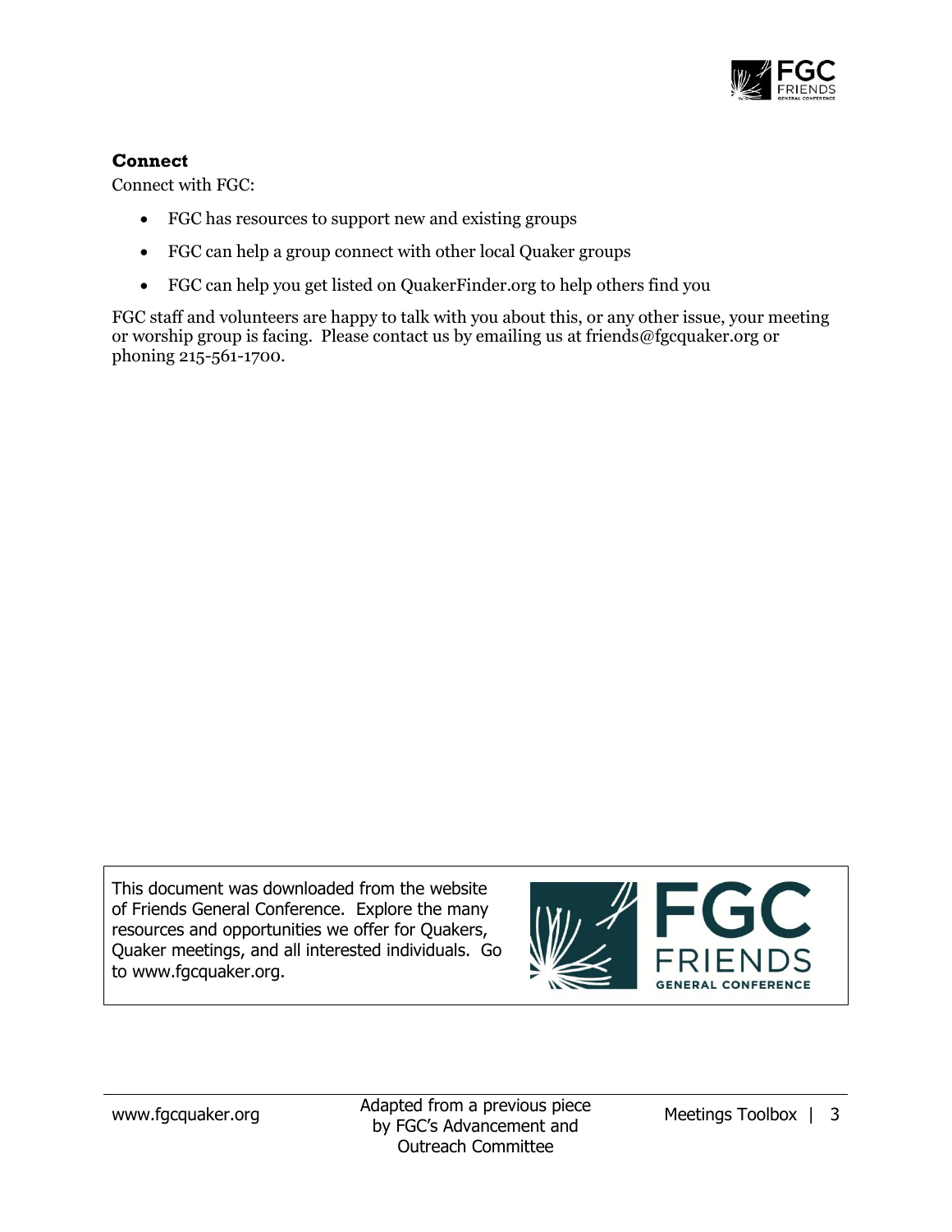**Connect**

Connect with FGC:

- FGC has resources to support new and existing groups
- FGC can help a group connect with other local Quaker groups
- FGC can help you get listed on QuakerFinder.org to help others find you

FGC staff and volunteers are happy to talk with you about this, or any other issue, your meeting or worship group is facing. Please contact us by emailing us at friends@fgcquaker.org or phoning 215-561-1700.

This document was downloaded from the website of Friends General Conference. Explore the many resources and opportunities we offer for Quakers, Quaker meetings, and all interested individuals. Go to www.fgcquaker.org.

Adapted from a previous piece by FGC's Advancement and Outreach Committee